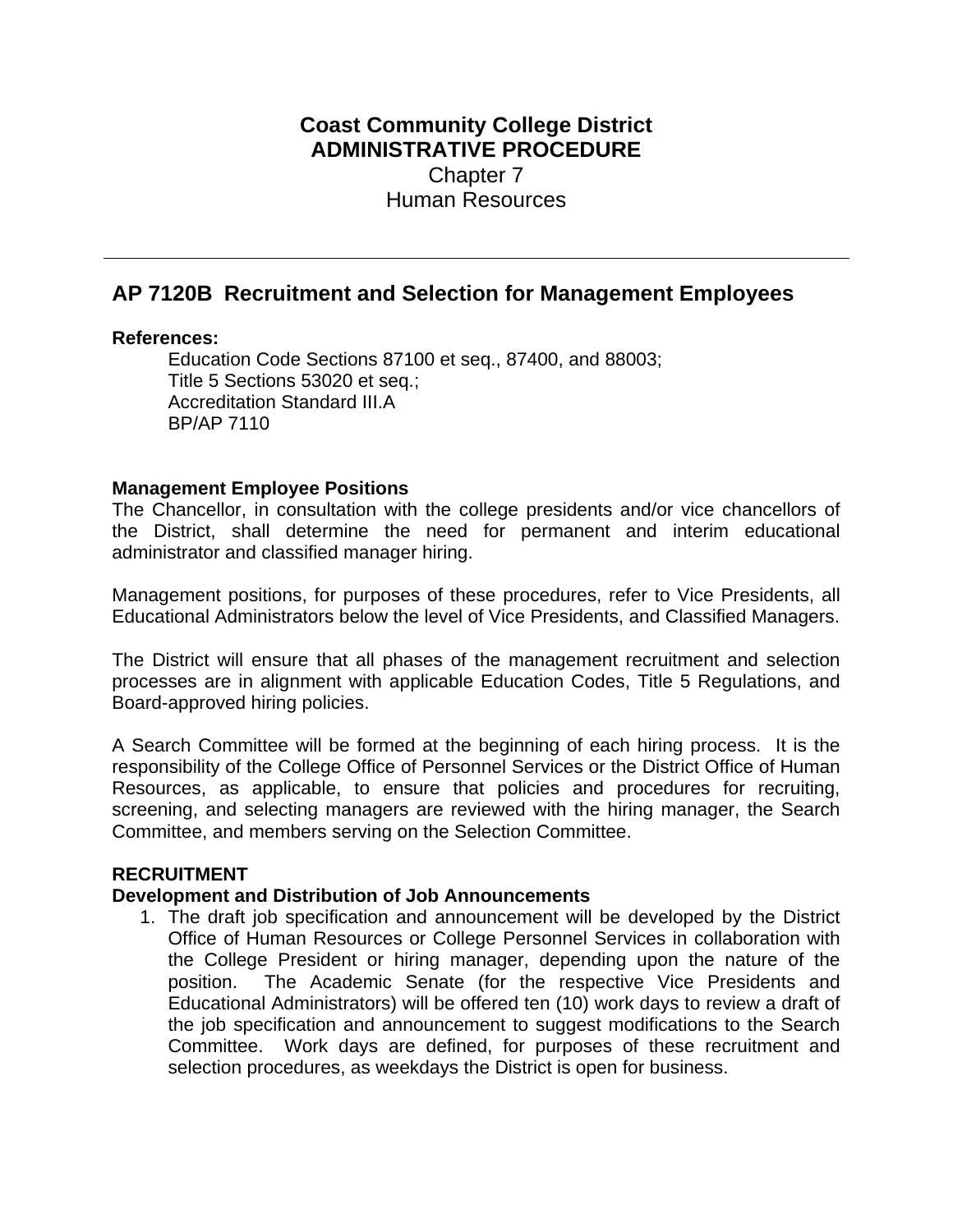**Coast Community College District**
**ADMINISTRATIVE PROCEDURE**
Chapter 7
Human Resources

---

## AP 7120B Recruitment and Selection for Management Employees

**References:**

Education Code Sections 87100 et seq., 87400, and 88003;
Title 5 Sections 53020 et seq.;
Accreditation Standard III.A
BP/AP 7110

### Management Employee Positions

The Chancellor, in consultation with the college presidents and/or vice chancellors of the District, shall determine the need for permanent and interim educational administrator and classified manager hiring.

Management positions, for purposes of these procedures, refer to Vice Presidents, all Educational Administrators below the level of Vice Presidents, and Classified Managers.

The District will ensure that all phases of the management recruitment and selection processes are in alignment with applicable Education Codes, Title 5 Regulations, and Board-approved hiring policies.

A Search Committee will be formed at the beginning of each hiring process. It is the responsibility of the College Office of Personnel Services or the District Office of Human Resources, as applicable, to ensure that policies and procedures for recruiting, screening, and selecting managers are reviewed with the hiring manager, the Search Committee, and members serving on the Selection Committee.

### RECRUITMENT

#### Development and Distribution of Job Announcements

1. The draft job specification and announcement will be developed by the District Office of Human Resources or College Personnel Services in collaboration with the College President or hiring manager, depending upon the nature of the position. The Academic Senate (for the respective Vice Presidents and Educational Administrators) will be offered ten (10) work days to review a draft of the job specification and announcement to suggest modifications to the Search Committee. Work days are defined, for purposes of these recruitment and selection procedures, as weekdays the District is open for business.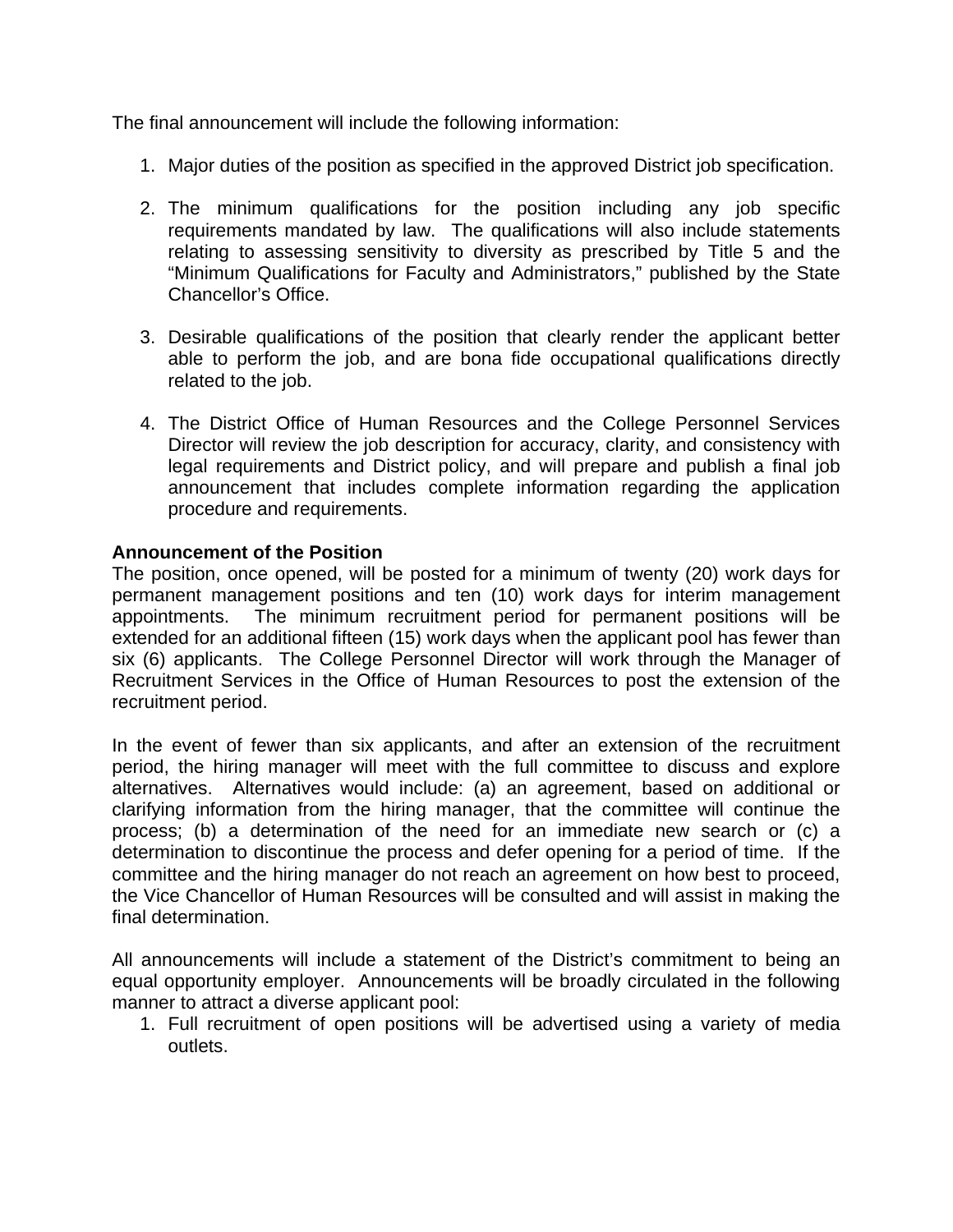The final announcement will include the following information:

1. Major duties of the position as specified in the approved District job specification.

2. The minimum qualifications for the position including any job specific requirements mandated by law. The qualifications will also include statements relating to assessing sensitivity to diversity as prescribed by Title 5 and the "Minimum Qualifications for Faculty and Administrators," published by the State Chancellor's Office.

3. Desirable qualifications of the position that clearly render the applicant better able to perform the job, and are bona fide occupational qualifications directly related to the job.

4. The District Office of Human Resources and the College Personnel Services Director will review the job description for accuracy, clarity, and consistency with legal requirements and District policy, and will prepare and publish a final job announcement that includes complete information regarding the application procedure and requirements.

**Announcement of the Position**

The position, once opened, will be posted for a minimum of twenty (20) work days for permanent management positions and ten (10) work days for interim management appointments. The minimum recruitment period for permanent positions will be extended for an additional fifteen (15) work days when the applicant pool has fewer than six (6) applicants. The College Personnel Director will work through the Manager of Recruitment Services in the Office of Human Resources to post the extension of the recruitment period.

In the event of fewer than six applicants, and after an extension of the recruitment period, the hiring manager will meet with the full committee to discuss and explore alternatives. Alternatives would include: (a) an agreement, based on additional or clarifying information from the hiring manager, that the committee will continue the process; (b) a determination of the need for an immediate new search or (c) a determination to discontinue the process and defer opening for a period of time. If the committee and the hiring manager do not reach an agreement on how best to proceed, the Vice Chancellor of Human Resources will be consulted and will assist in making the final determination.

All announcements will include a statement of the District's commitment to being an equal opportunity employer. Announcements will be broadly circulated in the following manner to attract a diverse applicant pool:

1. Full recruitment of open positions will be advertised using a variety of media outlets.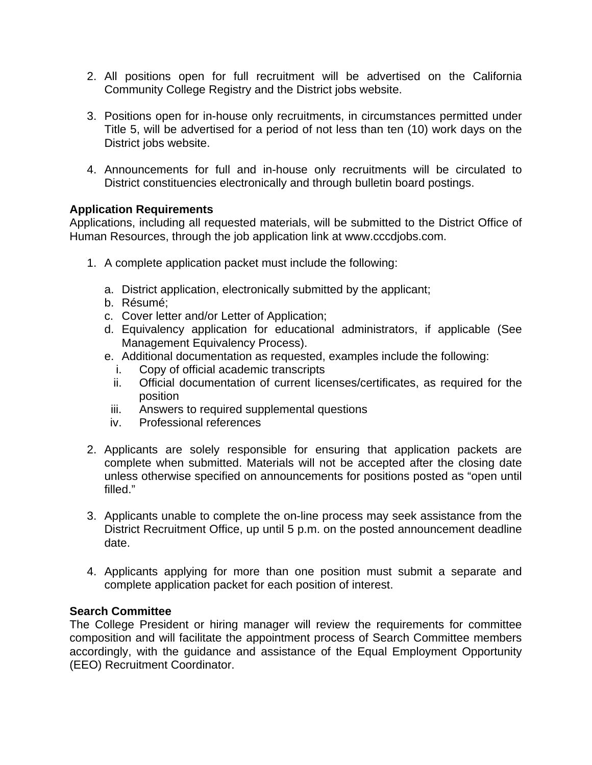2. All positions open for full recruitment will be advertised on the California Community College Registry and the District jobs website.

3. Positions open for in-house only recruitments, in circumstances permitted under Title 5, will be advertised for a period of not less than ten (10) work days on the District jobs website.

4. Announcements for full and in-house only recruitments will be circulated to District constituencies electronically and through bulletin board postings.

**Application Requirements**

Applications, including all requested materials, will be submitted to the District Office of Human Resources, through the job application link at www.cccdjobs.com.

1. A complete application packet must include the following:

   a. District application, electronically submitted by the applicant;
   b. Résumé;
   c. Cover letter and/or Letter of Application;
   d. Equivalency application for educational administrators, if applicable (See Management Equivalency Process).
   e. Additional documentation as requested, examples include the following:
      i. Copy of official academic transcripts
      ii. Official documentation of current licenses/certificates, as required for the position
      iii. Answers to required supplemental questions
      iv. Professional references

2. Applicants are solely responsible for ensuring that application packets are complete when submitted. Materials will not be accepted after the closing date unless otherwise specified on announcements for positions posted as "open until filled."

3. Applicants unable to complete the on-line process may seek assistance from the District Recruitment Office, up until 5 p.m. on the posted announcement deadline date.

4. Applicants applying for more than one position must submit a separate and complete application packet for each position of interest.

**Search Committee**

The College President or hiring manager will review the requirements for committee composition and will facilitate the appointment process of Search Committee members accordingly, with the guidance and assistance of the Equal Employment Opportunity (EEO) Recruitment Coordinator.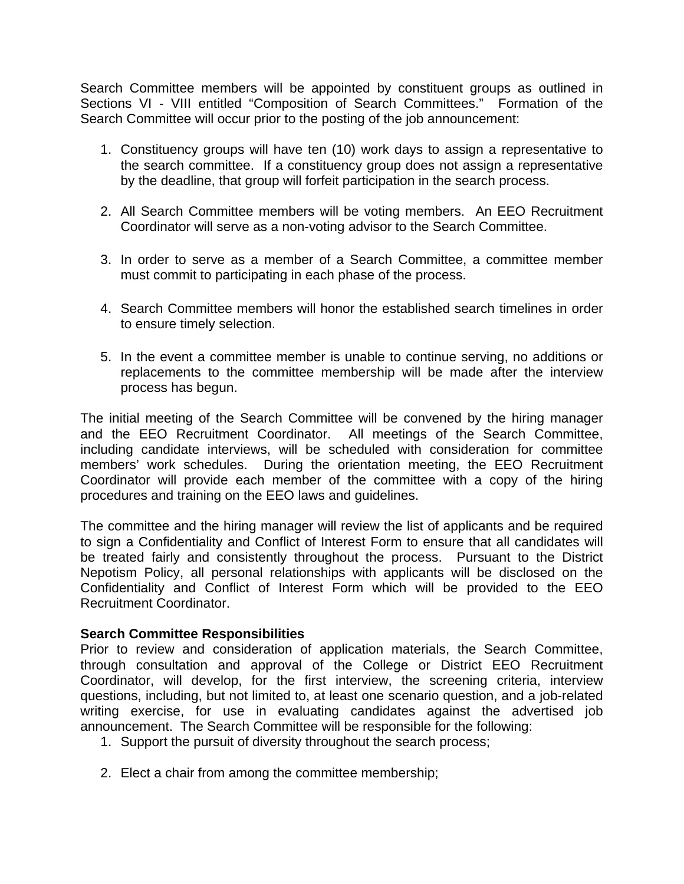Search Committee members will be appointed by constituent groups as outlined in Sections VI - VIII entitled "Composition of Search Committees." Formation of the Search Committee will occur prior to the posting of the job announcement:

1. Constituency groups will have ten (10) work days to assign a representative to the search committee. If a constituency group does not assign a representative by the deadline, that group will forfeit participation in the search process.

2. All Search Committee members will be voting members. An EEO Recruitment Coordinator will serve as a non-voting advisor to the Search Committee.

3. In order to serve as a member of a Search Committee, a committee member must commit to participating in each phase of the process.

4. Search Committee members will honor the established search timelines in order to ensure timely selection.

5. In the event a committee member is unable to continue serving, no additions or replacements to the committee membership will be made after the interview process has begun.

The initial meeting of the Search Committee will be convened by the hiring manager and the EEO Recruitment Coordinator. All meetings of the Search Committee, including candidate interviews, will be scheduled with consideration for committee members' work schedules. During the orientation meeting, the EEO Recruitment Coordinator will provide each member of the committee with a copy of the hiring procedures and training on the EEO laws and guidelines.

The committee and the hiring manager will review the list of applicants and be required to sign a Confidentiality and Conflict of Interest Form to ensure that all candidates will be treated fairly and consistently throughout the process. Pursuant to the District Nepotism Policy, all personal relationships with applicants will be disclosed on the Confidentiality and Conflict of Interest Form which will be provided to the EEO Recruitment Coordinator.

**Search Committee Responsibilities**

Prior to review and consideration of application materials, the Search Committee, through consultation and approval of the College or District EEO Recruitment Coordinator, will develop, for the first interview, the screening criteria, interview questions, including, but not limited to, at least one scenario question, and a job-related writing exercise, for use in evaluating candidates against the advertised job announcement. The Search Committee will be responsible for the following:

1. Support the pursuit of diversity throughout the search process;

2. Elect a chair from among the committee membership;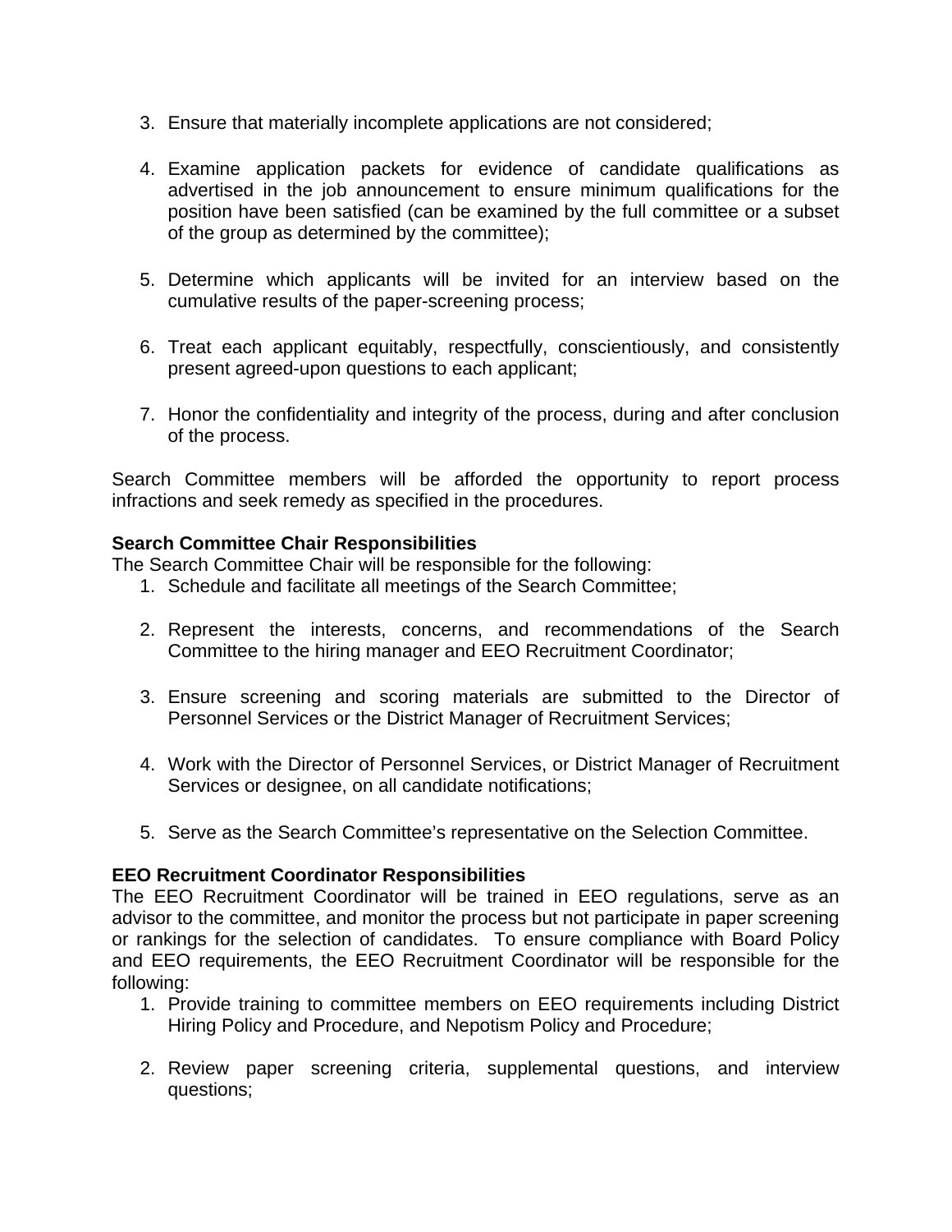3. Ensure that materially incomplete applications are not considered;

4. Examine application packets for evidence of candidate qualifications as advertised in the job announcement to ensure minimum qualifications for the position have been satisfied (can be examined by the full committee or a subset of the group as determined by the committee);

5. Determine which applicants will be invited for an interview based on the cumulative results of the paper-screening process;

6. Treat each applicant equitably, respectfully, conscientiously, and consistently present agreed-upon questions to each applicant;

7. Honor the confidentiality and integrity of the process, during and after conclusion of the process.

Search Committee members will be afforded the opportunity to report process infractions and seek remedy as specified in the procedures.

**Search Committee Chair Responsibilities**

The Search Committee Chair will be responsible for the following:

1. Schedule and facilitate all meetings of the Search Committee;

2. Represent the interests, concerns, and recommendations of the Search Committee to the hiring manager and EEO Recruitment Coordinator;

3. Ensure screening and scoring materials are submitted to the Director of Personnel Services or the District Manager of Recruitment Services;

4. Work with the Director of Personnel Services, or District Manager of Recruitment Services or designee, on all candidate notifications;

5. Serve as the Search Committee's representative on the Selection Committee.

**EEO Recruitment Coordinator Responsibilities**

The EEO Recruitment Coordinator will be trained in EEO regulations, serve as an advisor to the committee, and monitor the process but not participate in paper screening or rankings for the selection of candidates. To ensure compliance with Board Policy and EEO requirements, the EEO Recruitment Coordinator will be responsible for the following:

1. Provide training to committee members on EEO requirements including District Hiring Policy and Procedure, and Nepotism Policy and Procedure;

2. Review paper screening criteria, supplemental questions, and interview questions;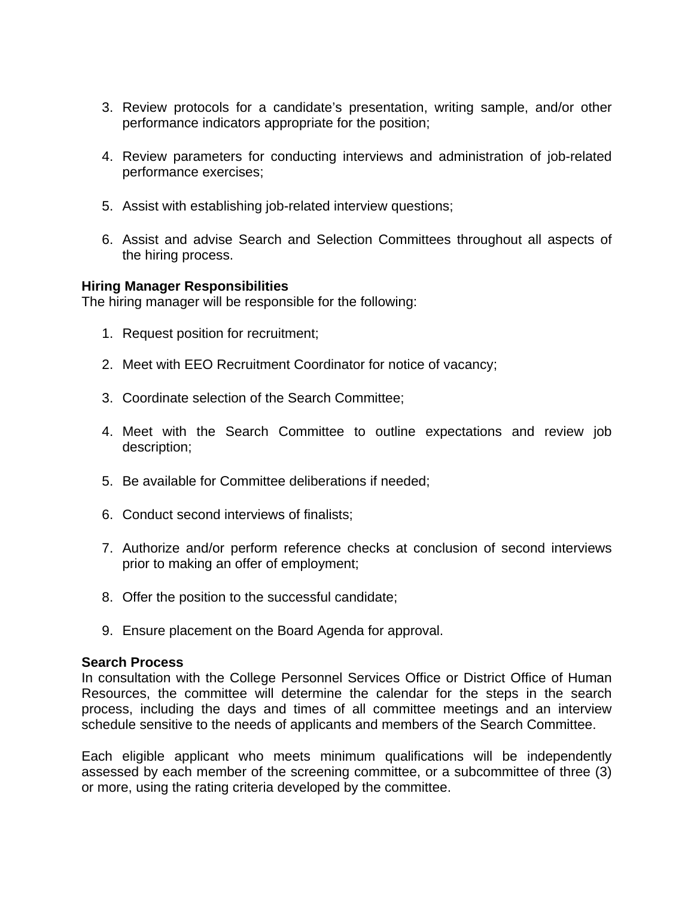3. Review protocols for a candidate's presentation, writing sample, and/or other performance indicators appropriate for the position;

4. Review parameters for conducting interviews and administration of job-related performance exercises;

5. Assist with establishing job-related interview questions;

6. Assist and advise Search and Selection Committees throughout all aspects of the hiring process.

**Hiring Manager Responsibilities**
The hiring manager will be responsible for the following:

1. Request position for recruitment;

2. Meet with EEO Recruitment Coordinator for notice of vacancy;

3. Coordinate selection of the Search Committee;

4. Meet with the Search Committee to outline expectations and review job description;

5. Be available for Committee deliberations if needed;

6. Conduct second interviews of finalists;

7. Authorize and/or perform reference checks at conclusion of second interviews prior to making an offer of employment;

8. Offer the position to the successful candidate;

9. Ensure placement on the Board Agenda for approval.

**Search Process**
In consultation with the College Personnel Services Office or District Office of Human Resources, the committee will determine the calendar for the steps in the search process, including the days and times of all committee meetings and an interview schedule sensitive to the needs of applicants and members of the Search Committee.

Each eligible applicant who meets minimum qualifications will be independently assessed by each member of the screening committee, or a subcommittee of three (3) or more, using the rating criteria developed by the committee.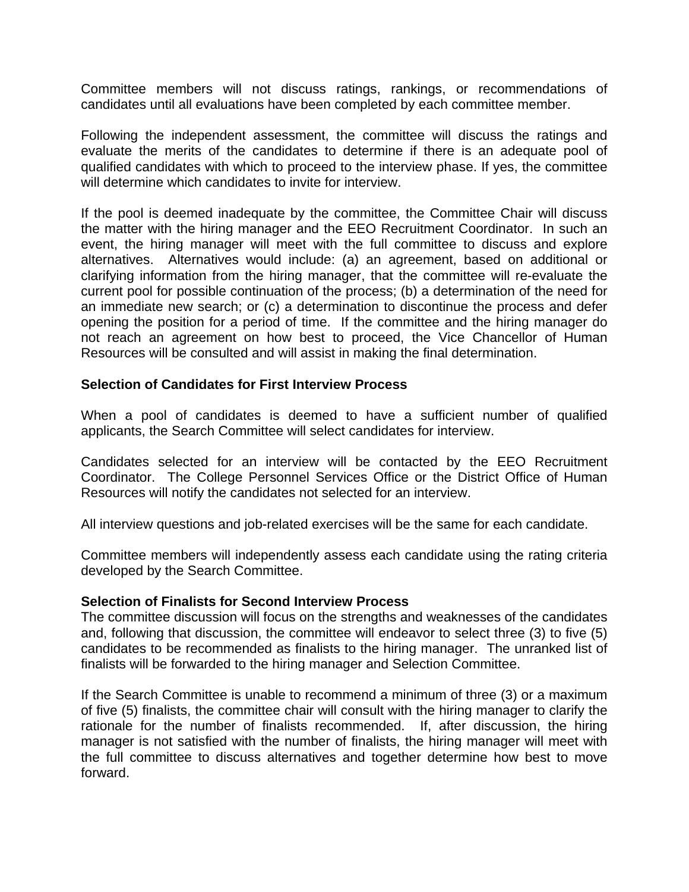Committee members will not discuss ratings, rankings, or recommendations of candidates until all evaluations have been completed by each committee member.

Following the independent assessment, the committee will discuss the ratings and evaluate the merits of the candidates to determine if there is an adequate pool of qualified candidates with which to proceed to the interview phase. If yes, the committee will determine which candidates to invite for interview.

If the pool is deemed inadequate by the committee, the Committee Chair will discuss the matter with the hiring manager and the EEO Recruitment Coordinator. In such an event, the hiring manager will meet with the full committee to discuss and explore alternatives. Alternatives would include: (a) an agreement, based on additional or clarifying information from the hiring manager, that the committee will re-evaluate the current pool for possible continuation of the process; (b) a determination of the need for an immediate new search; or (c) a determination to discontinue the process and defer opening the position for a period of time. If the committee and the hiring manager do not reach an agreement on how best to proceed, the Vice Chancellor of Human Resources will be consulted and will assist in making the final determination.

**Selection of Candidates for First Interview Process**

When a pool of candidates is deemed to have a sufficient number of qualified applicants, the Search Committee will select candidates for interview.

Candidates selected for an interview will be contacted by the EEO Recruitment Coordinator. The College Personnel Services Office or the District Office of Human Resources will notify the candidates not selected for an interview.

All interview questions and job-related exercises will be the same for each candidate.

Committee members will independently assess each candidate using the rating criteria developed by the Search Committee.

**Selection of Finalists for Second Interview Process**

The committee discussion will focus on the strengths and weaknesses of the candidates and, following that discussion, the committee will endeavor to select three (3) to five (5) candidates to be recommended as finalists to the hiring manager. The unranked list of finalists will be forwarded to the hiring manager and Selection Committee.

If the Search Committee is unable to recommend a minimum of three (3) or a maximum of five (5) finalists, the committee chair will consult with the hiring manager to clarify the rationale for the number of finalists recommended. If, after discussion, the hiring manager is not satisfied with the number of finalists, the hiring manager will meet with the full committee to discuss alternatives and together determine how best to move forward.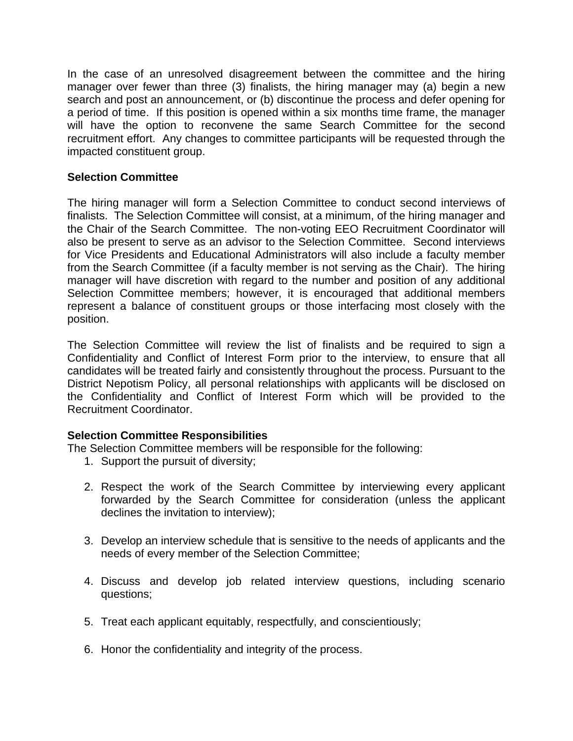In the case of an unresolved disagreement between the committee and the hiring manager over fewer than three (3) finalists, the hiring manager may (a) begin a new search and post an announcement, or (b) discontinue the process and defer opening for a period of time. If this position is opened within a six months time frame, the manager will have the option to reconvene the same Search Committee for the second recruitment effort. Any changes to committee participants will be requested through the impacted constituent group.

**Selection Committee**

The hiring manager will form a Selection Committee to conduct second interviews of finalists. The Selection Committee will consist, at a minimum, of the hiring manager and the Chair of the Search Committee. The non-voting EEO Recruitment Coordinator will also be present to serve as an advisor to the Selection Committee. Second interviews for Vice Presidents and Educational Administrators will also include a faculty member from the Search Committee (if a faculty member is not serving as the Chair). The hiring manager will have discretion with regard to the number and position of any additional Selection Committee members; however, it is encouraged that additional members represent a balance of constituent groups or those interfacing most closely with the position.

The Selection Committee will review the list of finalists and be required to sign a Confidentiality and Conflict of Interest Form prior to the interview, to ensure that all candidates will be treated fairly and consistently throughout the process. Pursuant to the District Nepotism Policy, all personal relationships with applicants will be disclosed on the Confidentiality and Conflict of Interest Form which will be provided to the Recruitment Coordinator.

**Selection Committee Responsibilities**

The Selection Committee members will be responsible for the following:

1. Support the pursuit of diversity;

2. Respect the work of the Search Committee by interviewing every applicant forwarded by the Search Committee for consideration (unless the applicant declines the invitation to interview);

3. Develop an interview schedule that is sensitive to the needs of applicants and the needs of every member of the Selection Committee;

4. Discuss and develop job related interview questions, including scenario questions;

5. Treat each applicant equitably, respectfully, and conscientiously;

6. Honor the confidentiality and integrity of the process.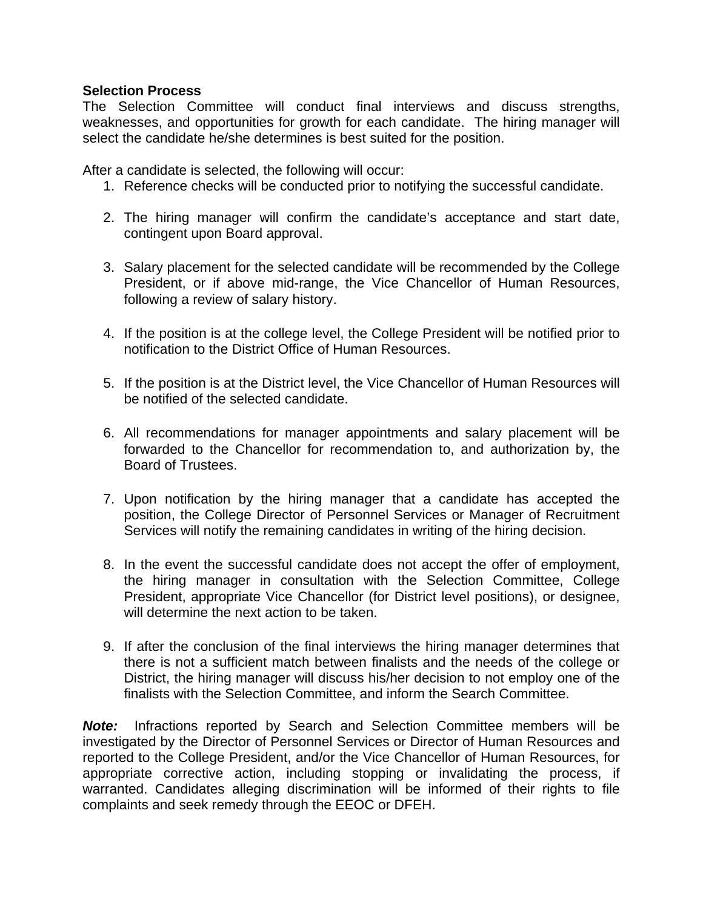**Selection Process**

The Selection Committee will conduct final interviews and discuss strengths, weaknesses, and opportunities for growth for each candidate. The hiring manager will select the candidate he/she determines is best suited for the position.

After a candidate is selected, the following will occur:

1. Reference checks will be conducted prior to notifying the successful candidate.

2. The hiring manager will confirm the candidate's acceptance and start date, contingent upon Board approval.

3. Salary placement for the selected candidate will be recommended by the College President, or if above mid-range, the Vice Chancellor of Human Resources, following a review of salary history.

4. If the position is at the college level, the College President will be notified prior to notification to the District Office of Human Resources.

5. If the position is at the District level, the Vice Chancellor of Human Resources will be notified of the selected candidate.

6. All recommendations for manager appointments and salary placement will be forwarded to the Chancellor for recommendation to, and authorization by, the Board of Trustees.

7. Upon notification by the hiring manager that a candidate has accepted the position, the College Director of Personnel Services or Manager of Recruitment Services will notify the remaining candidates in writing of the hiring decision.

8. In the event the successful candidate does not accept the offer of employment, the hiring manager in consultation with the Selection Committee, College President, appropriate Vice Chancellor (for District level positions), or designee, will determine the next action to be taken.

9. If after the conclusion of the final interviews the hiring manager determines that there is not a sufficient match between finalists and the needs of the college or District, the hiring manager will discuss his/her decision to not employ one of the finalists with the Selection Committee, and inform the Search Committee.

***Note:*** Infractions reported by Search and Selection Committee members will be investigated by the Director of Personnel Services or Director of Human Resources and reported to the College President, and/or the Vice Chancellor of Human Resources, for appropriate corrective action, including stopping or invalidating the process, if warranted. Candidates alleging discrimination will be informed of their rights to file complaints and seek remedy through the EEOC or DFEH.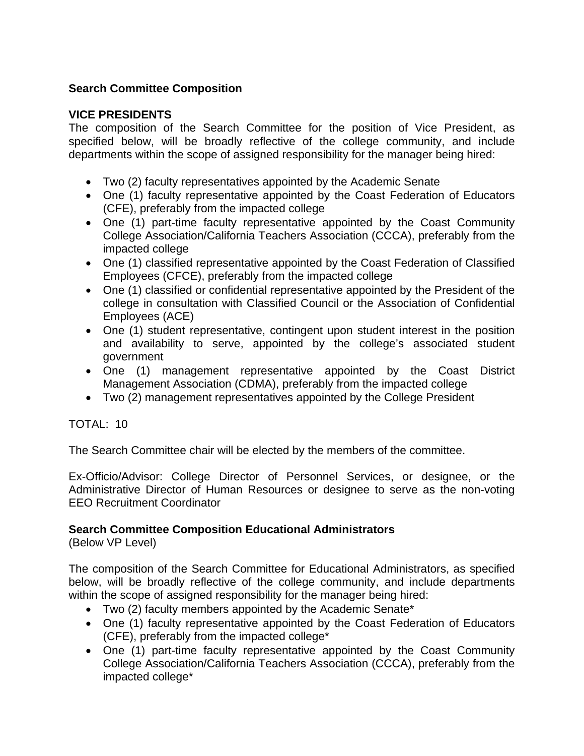**Search Committee Composition**

**VICE PRESIDENTS**

The composition of the Search Committee for the position of Vice President, as specified below, will be broadly reflective of the college community, and include departments within the scope of assigned responsibility for the manager being hired:

- Two (2) faculty representatives appointed by the Academic Senate
- One (1) faculty representative appointed by the Coast Federation of Educators (CFE), preferably from the impacted college
- One (1) part-time faculty representative appointed by the Coast Community College Association/California Teachers Association (CCCA), preferably from the impacted college
- One (1) classified representative appointed by the Coast Federation of Classified Employees (CFCE), preferably from the impacted college
- One (1) classified or confidential representative appointed by the President of the college in consultation with Classified Council or the Association of Confidential Employees (ACE)
- One (1) student representative, contingent upon student interest in the position and availability to serve, appointed by the college's associated student government
- One (1) management representative appointed by the Coast District Management Association (CDMA), preferably from the impacted college
- Two (2) management representatives appointed by the College President

TOTAL: 10

The Search Committee chair will be elected by the members of the committee.

Ex-Officio/Advisor: College Director of Personnel Services, or designee, or the Administrative Director of Human Resources or designee to serve as the non-voting EEO Recruitment Coordinator

**Search Committee Composition Educational Administrators**

(Below VP Level)

The composition of the Search Committee for Educational Administrators, as specified below, will be broadly reflective of the college community, and include departments within the scope of assigned responsibility for the manager being hired:

- Two (2) faculty members appointed by the Academic Senate*
- One (1) faculty representative appointed by the Coast Federation of Educators (CFE), preferably from the impacted college*
- One (1) part-time faculty representative appointed by the Coast Community College Association/California Teachers Association (CCCA), preferably from the impacted college*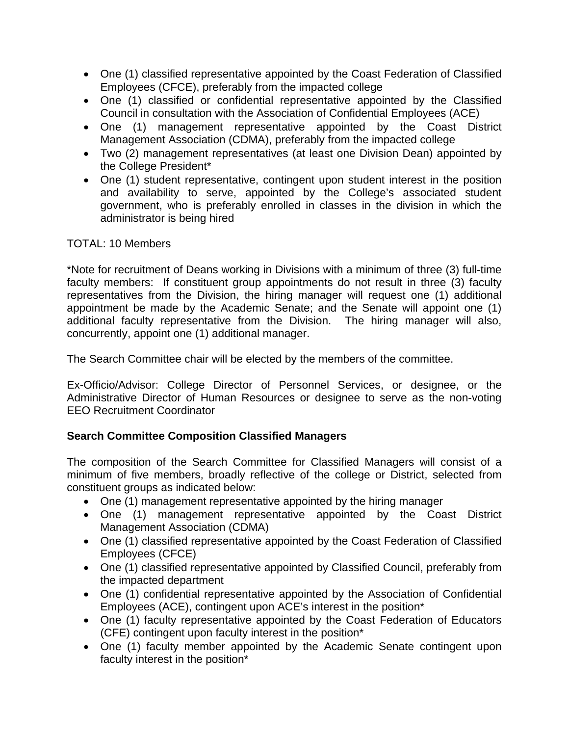- One (1) classified representative appointed by the Coast Federation of Classified Employees (CFCE), preferably from the impacted college
- One (1) classified or confidential representative appointed by the Classified Council in consultation with the Association of Confidential Employees (ACE)
- One (1) management representative appointed by the Coast District Management Association (CDMA), preferably from the impacted college
- Two (2) management representatives (at least one Division Dean) appointed by the College President*
- One (1) student representative, contingent upon student interest in the position and availability to serve, appointed by the College's associated student government, who is preferably enrolled in classes in the division in which the administrator is being hired

TOTAL: 10 Members

*Note for recruitment of Deans working in Divisions with a minimum of three (3) full-time faculty members: If constituent group appointments do not result in three (3) faculty representatives from the Division, the hiring manager will request one (1) additional appointment be made by the Academic Senate; and the Senate will appoint one (1) additional faculty representative from the Division. The hiring manager will also, concurrently, appoint one (1) additional manager.

The Search Committee chair will be elected by the members of the committee.

Ex-Officio/Advisor: College Director of Personnel Services, or designee, or the Administrative Director of Human Resources or designee to serve as the non-voting EEO Recruitment Coordinator

**Search Committee Composition Classified Managers**

The composition of the Search Committee for Classified Managers will consist of a minimum of five members, broadly reflective of the college or District, selected from constituent groups as indicated below:

- One (1) management representative appointed by the hiring manager
- One (1) management representative appointed by the Coast District Management Association (CDMA)
- One (1) classified representative appointed by the Coast Federation of Classified Employees (CFCE)
- One (1) classified representative appointed by Classified Council, preferably from the impacted department
- One (1) confidential representative appointed by the Association of Confidential Employees (ACE), contingent upon ACE's interest in the position*
- One (1) faculty representative appointed by the Coast Federation of Educators (CFE) contingent upon faculty interest in the position*
- One (1) faculty member appointed by the Academic Senate contingent upon faculty interest in the position*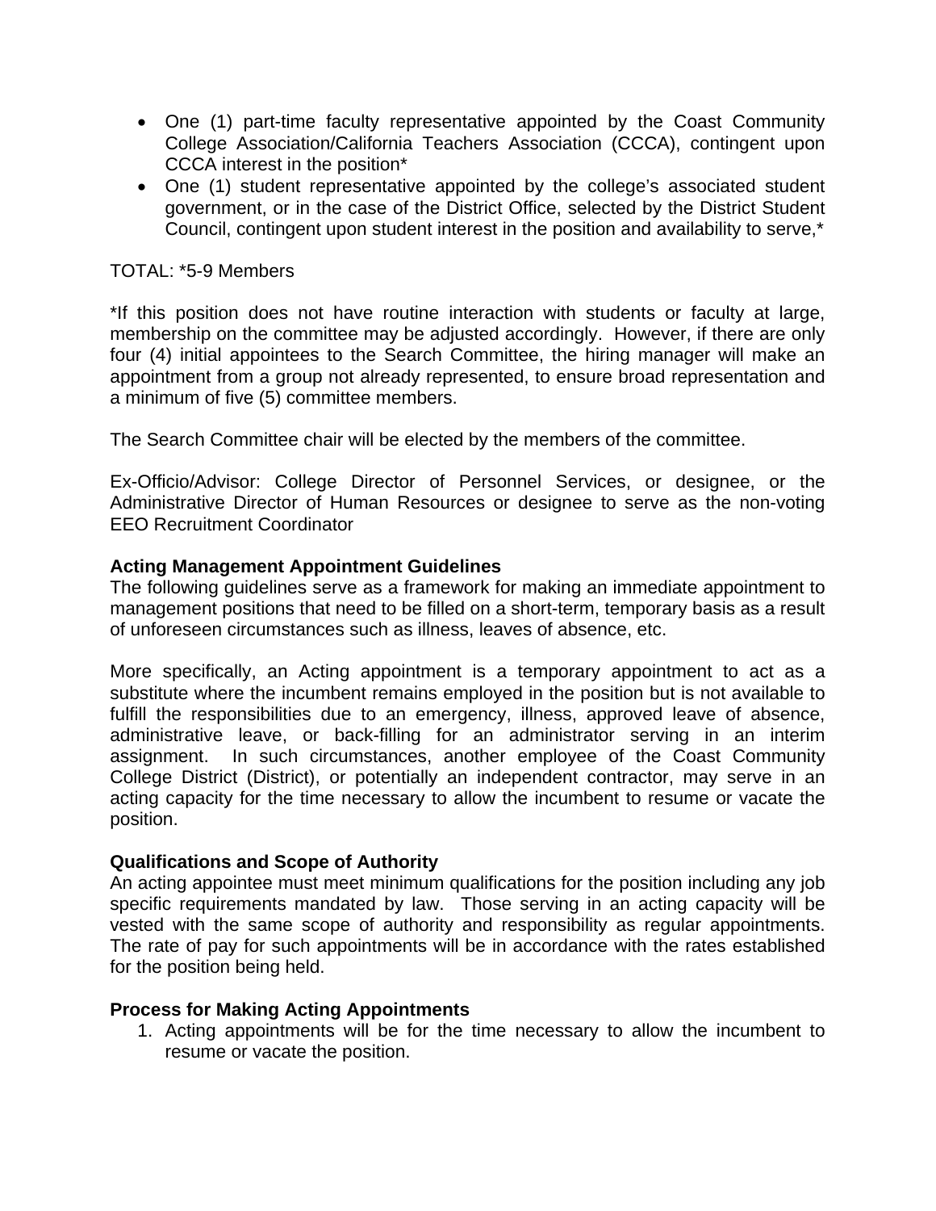- One (1) part-time faculty representative appointed by the Coast Community College Association/California Teachers Association (CCCA), contingent upon CCCA interest in the position*
- One (1) student representative appointed by the college's associated student government, or in the case of the District Office, selected by the District Student Council, contingent upon student interest in the position and availability to serve,*

TOTAL: *5-9 Members

*If this position does not have routine interaction with students or faculty at large, membership on the committee may be adjusted accordingly. However, if there are only four (4) initial appointees to the Search Committee, the hiring manager will make an appointment from a group not already represented, to ensure broad representation and a minimum of five (5) committee members.

The Search Committee chair will be elected by the members of the committee.

Ex-Officio/Advisor: College Director of Personnel Services, or designee, or the Administrative Director of Human Resources or designee to serve as the non-voting EEO Recruitment Coordinator

**Acting Management Appointment Guidelines**

The following guidelines serve as a framework for making an immediate appointment to management positions that need to be filled on a short-term, temporary basis as a result of unforeseen circumstances such as illness, leaves of absence, etc.

More specifically, an Acting appointment is a temporary appointment to act as a substitute where the incumbent remains employed in the position but is not available to fulfill the responsibilities due to an emergency, illness, approved leave of absence, administrative leave, or back-filling for an administrator serving in an interim assignment. In such circumstances, another employee of the Coast Community College District (District), or potentially an independent contractor, may serve in an acting capacity for the time necessary to allow the incumbent to resume or vacate the position.

**Qualifications and Scope of Authority**

An acting appointee must meet minimum qualifications for the position including any job specific requirements mandated by law. Those serving in an acting capacity will be vested with the same scope of authority and responsibility as regular appointments. The rate of pay for such appointments will be in accordance with the rates established for the position being held.

**Process for Making Acting Appointments**

1. Acting appointments will be for the time necessary to allow the incumbent to resume or vacate the position.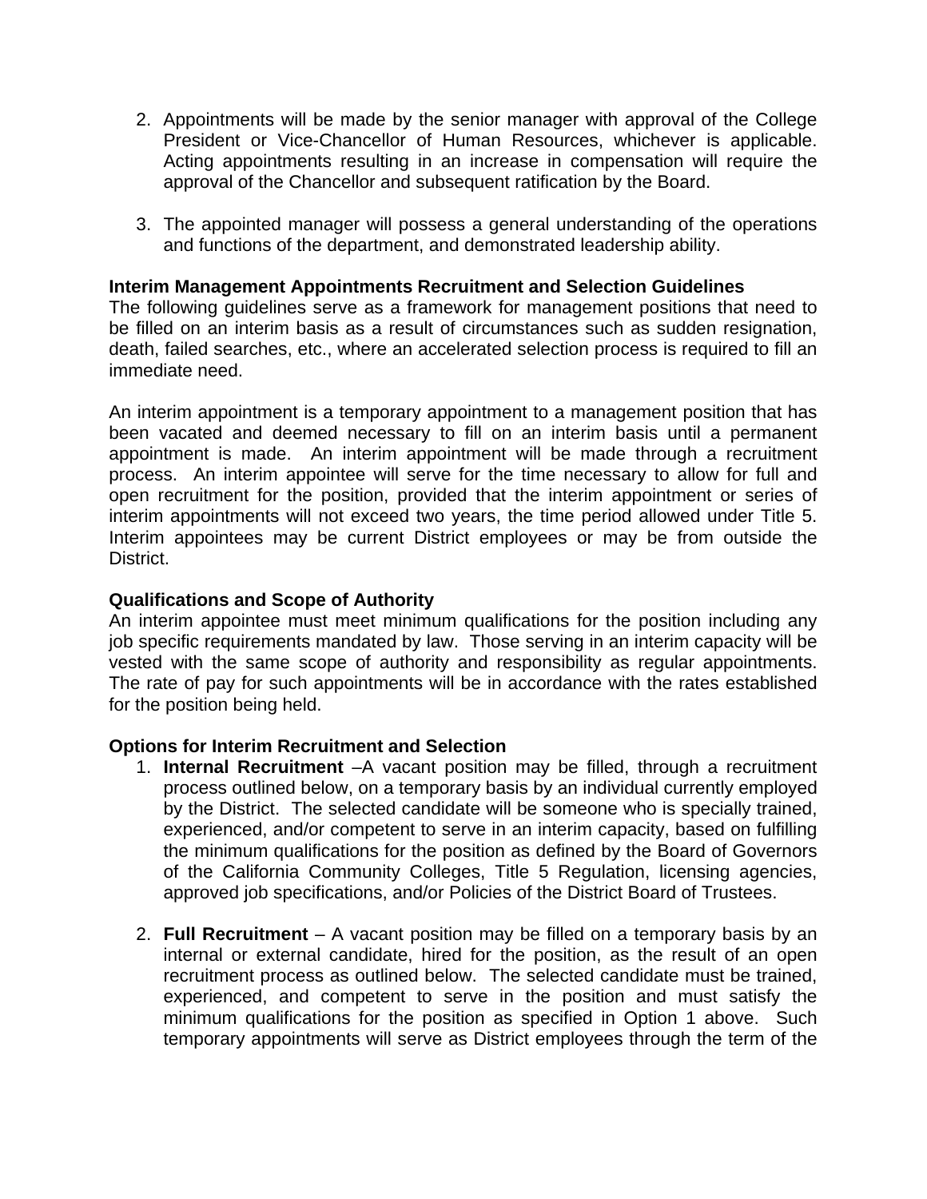2. Appointments will be made by the senior manager with approval of the College President or Vice-Chancellor of Human Resources, whichever is applicable. Acting appointments resulting in an increase in compensation will require the approval of the Chancellor and subsequent ratification by the Board.

3. The appointed manager will possess a general understanding of the operations and functions of the department, and demonstrated leadership ability.

**Interim Management Appointments Recruitment and Selection Guidelines**

The following guidelines serve as a framework for management positions that need to be filled on an interim basis as a result of circumstances such as sudden resignation, death, failed searches, etc., where an accelerated selection process is required to fill an immediate need.

An interim appointment is a temporary appointment to a management position that has been vacated and deemed necessary to fill on an interim basis until a permanent appointment is made. An interim appointment will be made through a recruitment process. An interim appointee will serve for the time necessary to allow for full and open recruitment for the position, provided that the interim appointment or series of interim appointments will not exceed two years, the time period allowed under Title 5. Interim appointees may be current District employees or may be from outside the District.

**Qualifications and Scope of Authority**

An interim appointee must meet minimum qualifications for the position including any job specific requirements mandated by law. Those serving in an interim capacity will be vested with the same scope of authority and responsibility as regular appointments. The rate of pay for such appointments will be in accordance with the rates established for the position being held.

**Options for Interim Recruitment and Selection**

1. **Internal Recruitment** –A vacant position may be filled, through a recruitment process outlined below, on a temporary basis by an individual currently employed by the District. The selected candidate will be someone who is specially trained, experienced, and/or competent to serve in an interim capacity, based on fulfilling the minimum qualifications for the position as defined by the Board of Governors of the California Community Colleges, Title 5 Regulation, licensing agencies, approved job specifications, and/or Policies of the District Board of Trustees.

2. **Full Recruitment** – A vacant position may be filled on a temporary basis by an internal or external candidate, hired for the position, as the result of an open recruitment process as outlined below. The selected candidate must be trained, experienced, and competent to serve in the position and must satisfy the minimum qualifications for the position as specified in Option 1 above. Such temporary appointments will serve as District employees through the term of the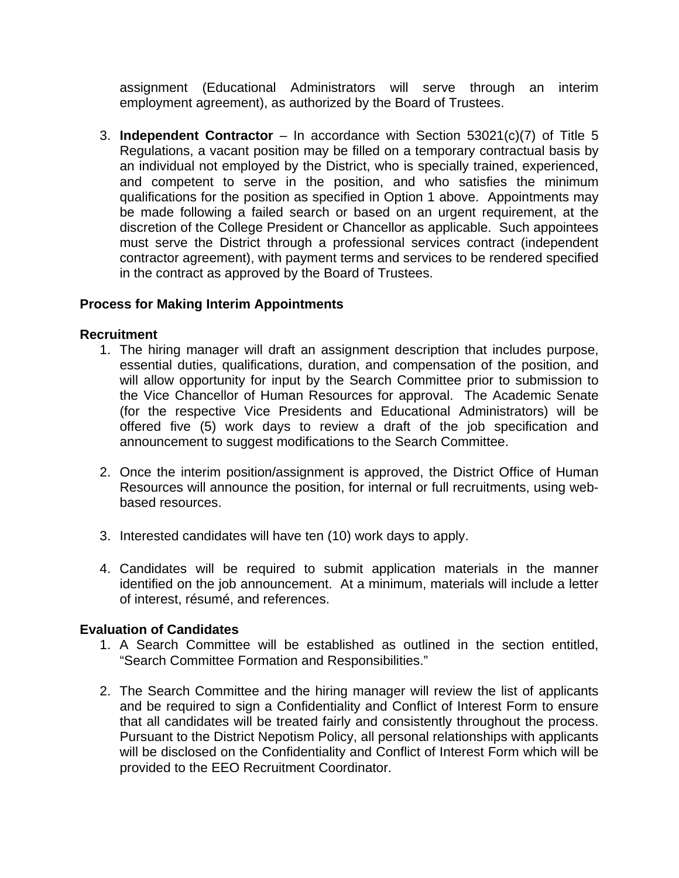assignment (Educational Administrators will serve through an interim employment agreement), as authorized by the Board of Trustees.

3. **Independent Contractor** – In accordance with Section 53021(c)(7) of Title 5 Regulations, a vacant position may be filled on a temporary contractual basis by an individual not employed by the District, who is specially trained, experienced, and competent to serve in the position, and who satisfies the minimum qualifications for the position as specified in Option 1 above. Appointments may be made following a failed search or based on an urgent requirement, at the discretion of the College President or Chancellor as applicable. Such appointees must serve the District through a professional services contract (independent contractor agreement), with payment terms and services to be rendered specified in the contract as approved by the Board of Trustees.

**Process for Making Interim Appointments**

**Recruitment**

1. The hiring manager will draft an assignment description that includes purpose, essential duties, qualifications, duration, and compensation of the position, and will allow opportunity for input by the Search Committee prior to submission to the Vice Chancellor of Human Resources for approval. The Academic Senate (for the respective Vice Presidents and Educational Administrators) will be offered five (5) work days to review a draft of the job specification and announcement to suggest modifications to the Search Committee.

2. Once the interim position/assignment is approved, the District Office of Human Resources will announce the position, for internal or full recruitments, using web-based resources.

3. Interested candidates will have ten (10) work days to apply.

4. Candidates will be required to submit application materials in the manner identified on the job announcement. At a minimum, materials will include a letter of interest, résumé, and references.

**Evaluation of Candidates**

1. A Search Committee will be established as outlined in the section entitled, "Search Committee Formation and Responsibilities."

2. The Search Committee and the hiring manager will review the list of applicants and be required to sign a Confidentiality and Conflict of Interest Form to ensure that all candidates will be treated fairly and consistently throughout the process. Pursuant to the District Nepotism Policy, all personal relationships with applicants will be disclosed on the Confidentiality and Conflict of Interest Form which will be provided to the EEO Recruitment Coordinator.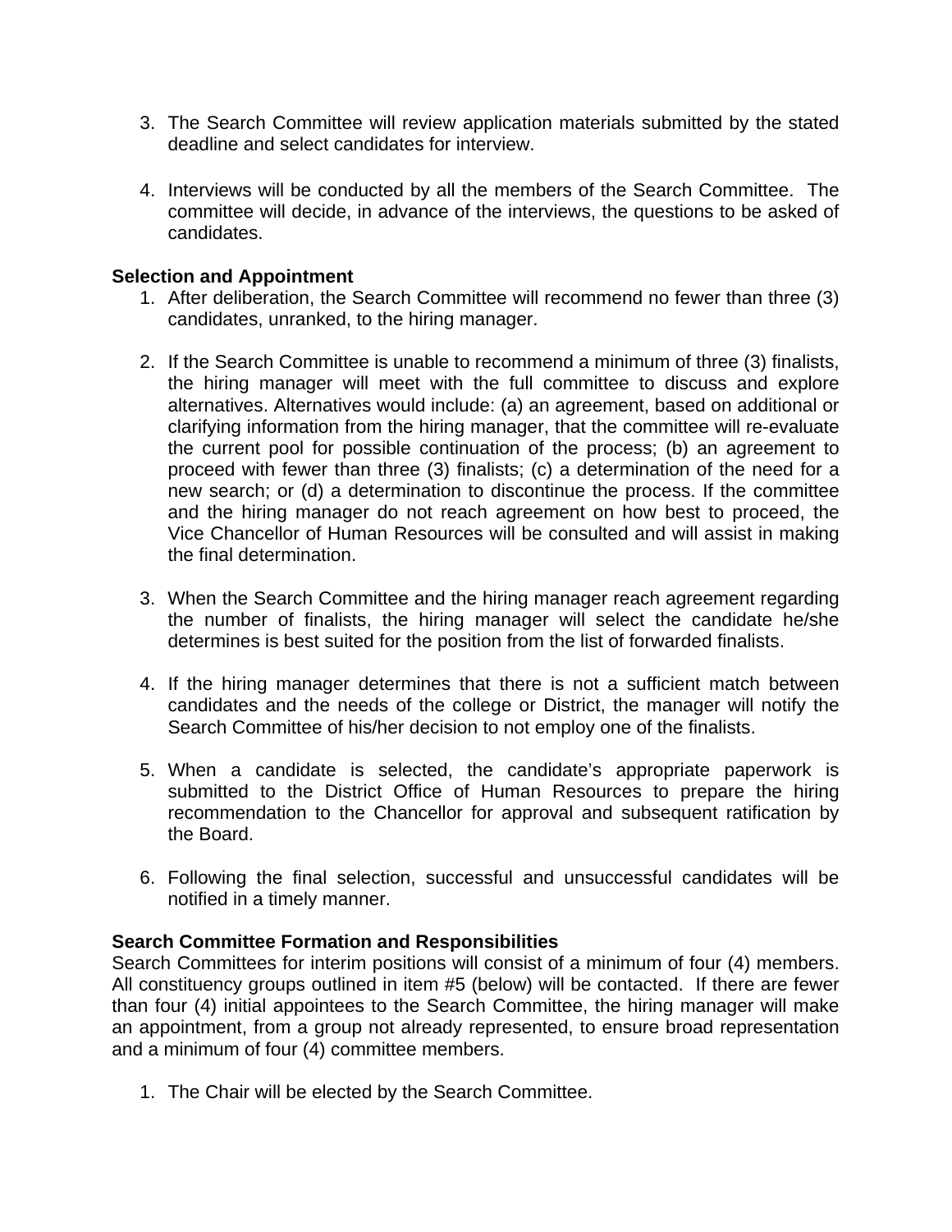3. The Search Committee will review application materials submitted by the stated deadline and select candidates for interview.

4. Interviews will be conducted by all the members of the Search Committee. The committee will decide, in advance of the interviews, the questions to be asked of candidates.

**Selection and Appointment**

1. After deliberation, the Search Committee will recommend no fewer than three (3) candidates, unranked, to the hiring manager.

2. If the Search Committee is unable to recommend a minimum of three (3) finalists, the hiring manager will meet with the full committee to discuss and explore alternatives. Alternatives would include: (a) an agreement, based on additional or clarifying information from the hiring manager, that the committee will re-evaluate the current pool for possible continuation of the process; (b) an agreement to proceed with fewer than three (3) finalists; (c) a determination of the need for a new search; or (d) a determination to discontinue the process. If the committee and the hiring manager do not reach agreement on how best to proceed, the Vice Chancellor of Human Resources will be consulted and will assist in making the final determination.

3. When the Search Committee and the hiring manager reach agreement regarding the number of finalists, the hiring manager will select the candidate he/she determines is best suited for the position from the list of forwarded finalists.

4. If the hiring manager determines that there is not a sufficient match between candidates and the needs of the college or District, the manager will notify the Search Committee of his/her decision to not employ one of the finalists.

5. When a candidate is selected, the candidate's appropriate paperwork is submitted to the District Office of Human Resources to prepare the hiring recommendation to the Chancellor for approval and subsequent ratification by the Board.

6. Following the final selection, successful and unsuccessful candidates will be notified in a timely manner.

**Search Committee Formation and Responsibilities**

Search Committees for interim positions will consist of a minimum of four (4) members. All constituency groups outlined in item #5 (below) will be contacted. If there are fewer than four (4) initial appointees to the Search Committee, the hiring manager will make an appointment, from a group not already represented, to ensure broad representation and a minimum of four (4) committee members.

1. The Chair will be elected by the Search Committee.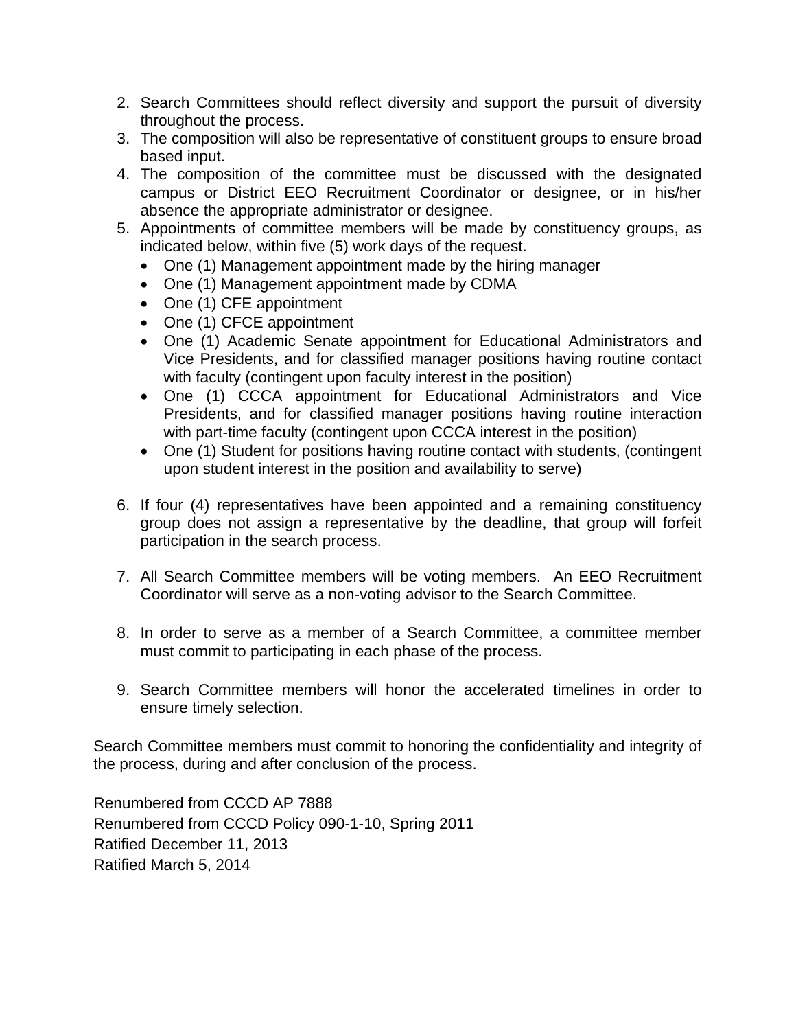2. Search Committees should reflect diversity and support the pursuit of diversity throughout the process.
3. The composition will also be representative of constituent groups to ensure broad based input.
4. The composition of the committee must be discussed with the designated campus or District EEO Recruitment Coordinator or designee, or in his/her absence the appropriate administrator or designee.
5. Appointments of committee members will be made by constituency groups, as indicated below, within five (5) work days of the request.
   - One (1) Management appointment made by the hiring manager
   - One (1) Management appointment made by CDMA
   - One (1) CFE appointment
   - One (1) CFCE appointment
   - One (1) Academic Senate appointment for Educational Administrators and Vice Presidents, and for classified manager positions having routine contact with faculty (contingent upon faculty interest in the position)
   - One (1) CCCA appointment for Educational Administrators and Vice Presidents, and for classified manager positions having routine interaction with part-time faculty (contingent upon CCCA interest in the position)
   - One (1) Student for positions having routine contact with students, (contingent upon student interest in the position and availability to serve)

6. If four (4) representatives have been appointed and a remaining constituency group does not assign a representative by the deadline, that group will forfeit participation in the search process.

7. All Search Committee members will be voting members. An EEO Recruitment Coordinator will serve as a non-voting advisor to the Search Committee.

8. In order to serve as a member of a Search Committee, a committee member must commit to participating in each phase of the process.

9. Search Committee members will honor the accelerated timelines in order to ensure timely selection.

Search Committee members must commit to honoring the confidentiality and integrity of the process, during and after conclusion of the process.

Renumbered from CCCD AP 7888
Renumbered from CCCD Policy 090-1-10, Spring 2011
Ratified December 11, 2013
Ratified March 5, 2014